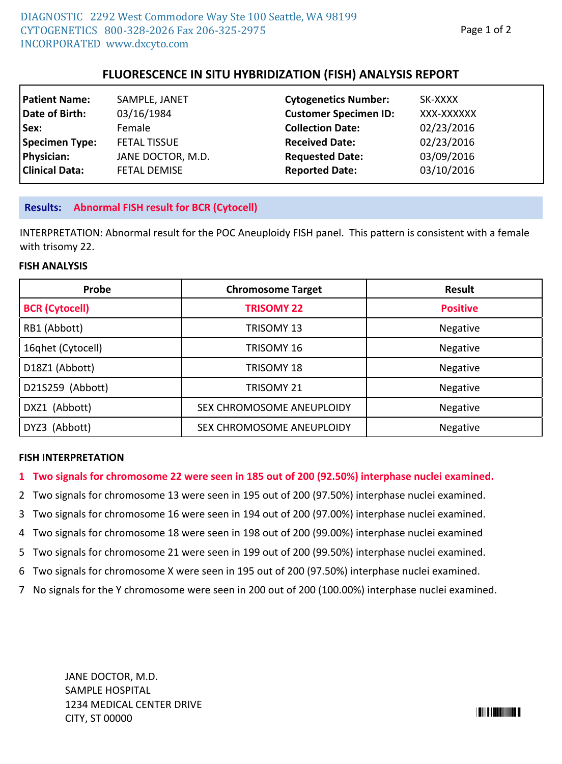DIAGNOSTIC CYTOGENETICS INCORPORATED
2292 West Commodore Way Ste 100 Seattle, WA 98199
800-328-2026 Fax 206-325-2975
www.dxcyto.com

# FLUORESCENCE IN SITU HYBRIDIZATION (FISH) ANALYSIS REPORT

| | | | |
|---|---|---|---|
| **Patient Name:** | SAMPLE, JANET | **Cytogenetics Number:** | SK-XXXX |
| **Date of Birth:** | 03/16/1984 | **Customer Specimen ID:** | XXX-XXXXXX |
| **Sex:** | Female | **Collection Date:** | 02/23/2016 |
| **Specimen Type:** | FETAL TISSUE | **Received Date:** | 02/23/2016 |
| **Physician:** | JANE DOCTOR, M.D. | **Requested Date:** | 03/09/2016 |
| **Clinical Data:** | FETAL DEMISE | **Reported Date:** | 03/10/2016 |

**Results:** **Abnormal FISH result for BCR (Cytocell)**

INTERPRETATION: Abnormal result for the POC Aneuploidy FISH panel. This pattern is consistent with a female with trisomy 22.

**FISH ANALYSIS**

| Probe | Chromosome Target | Result |
|---|---|---|
| **BCR (Cytocell)** | **TRISOMY 22** | **Positive** |
| RB1 (Abbott) | TRISOMY 13 | Negative |
| 16qhet (Cytocell) | TRISOMY 16 | Negative |
| D18Z1 (Abbott) | TRISOMY 18 | Negative |
| D21S259 (Abbott) | TRISOMY 21 | Negative |
| DXZ1 (Abbott) | SEX CHROMOSOME ANEUPLOIDY | Negative |
| DYZ3 (Abbott) | SEX CHROMOSOME ANEUPLOIDY | Negative |

**FISH INTERPRETATION**

1. **Two signals for chromosome 22 were seen in 185 out of 200 (92.50%) interphase nuclei examined.**
2. Two signals for chromosome 13 were seen in 195 out of 200 (97.50%) interphase nuclei examined.
3. Two signals for chromosome 16 were seen in 194 out of 200 (97.00%) interphase nuclei examined.
4. Two signals for chromosome 18 were seen in 198 out of 200 (99.00%) interphase nuclei examined
5. Two signals for chromosome 21 were seen in 199 out of 200 (99.50%) interphase nuclei examined.
6. Two signals for chromosome X were seen in 195 out of 200 (97.50%) interphase nuclei examined.
7. No signals for the Y chromosome were seen in 200 out of 200 (100.00%) interphase nuclei examined.

JANE DOCTOR, M.D.
SAMPLE HOSPITAL
1234 MEDICAL CENTER DRIVE
CITY, ST 00000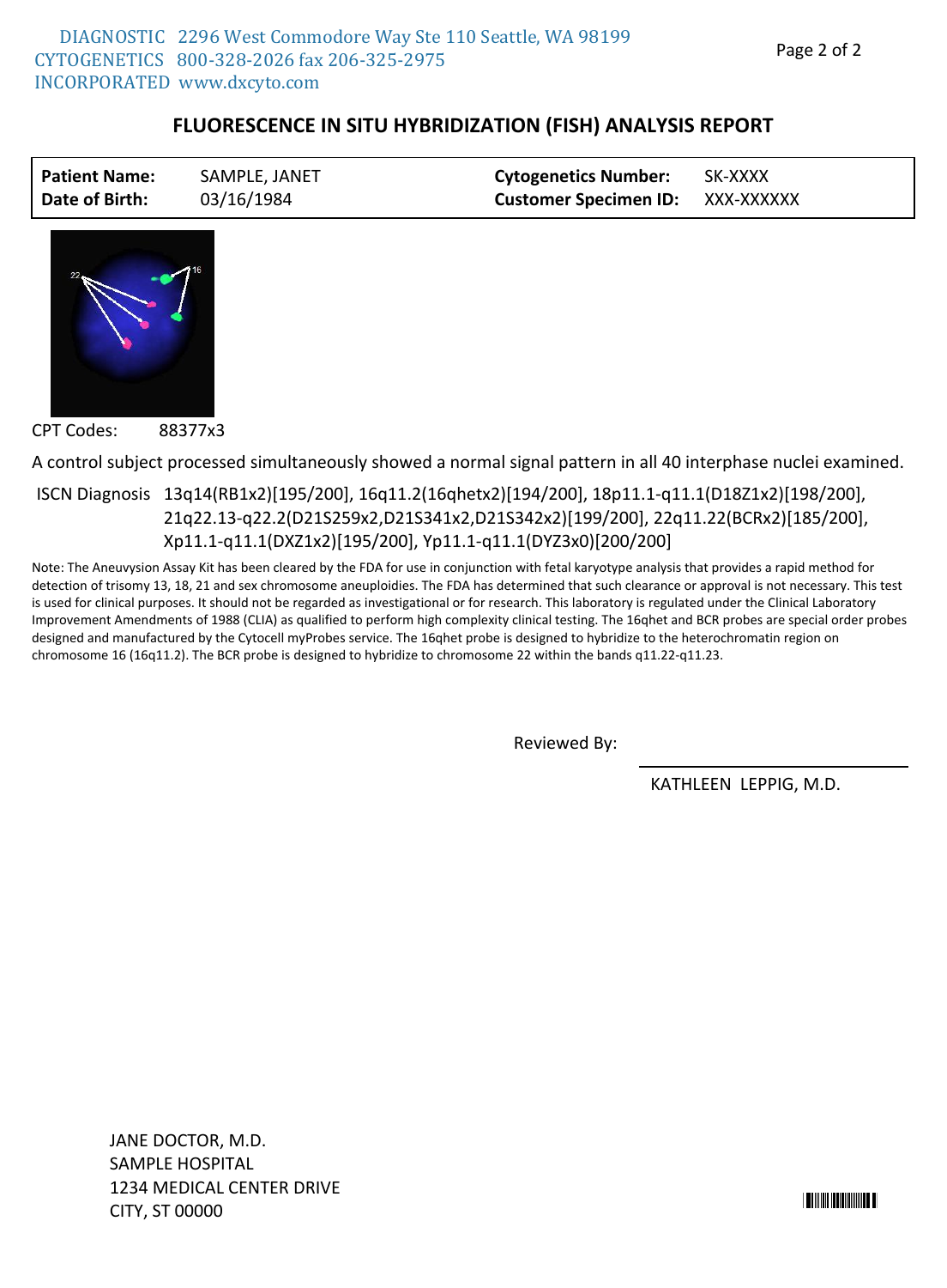DIAGNOSTIC CYTOGENETICS INCORPORATED 2296 West Commodore Way Ste 110 Seattle, WA 98199 800-328-2026 fax 206-325-2975 www.dxcyto.com

## FLUORESCENCE IN SITU HYBRIDIZATION (FISH) ANALYSIS REPORT

| | | | |
|---|---|---|---|
| **Patient Name:** | SAMPLE, JANET | **Cytogenetics Number:** | SK-XXXX |
| **Date of Birth:** | 03/16/1984 | **Customer Specimen ID:** | XXX-XXXXXX |

CPT Codes: 88377x3

A control subject processed simultaneously showed a normal signal pattern in all 40 interphase nuclei examined.

ISCN Diagnosis 13q14(RB1x2)[195/200], 16q11.2(16qhetx2)[194/200], 18p11.1-q11.1(D18Z1x2)[198/200], 21q22.13-q22.2(D21S259x2,D21S341x2,D21S342x2)[199/200], 22q11.22(BCRx2)[185/200], Xp11.1-q11.1(DXZ1x2)[195/200], Yp11.1-q11.1(DYZ3x0)[200/200]

Note: The Aneuvysion Assay Kit has been cleared by the FDA for use in conjunction with fetal karyotype analysis that provides a rapid method for detection of trisomy 13, 18, 21 and sex chromosome aneuploidies. The FDA has determined that such clearance or approval is not necessary. This test is used for clinical purposes. It should not be regarded as investigational or for research. This laboratory is regulated under the Clinical Laboratory Improvement Amendments of 1988 (CLIA) as qualified to perform high complexity clinical testing. The 16qhet and BCR probes are special order probes designed and manufactured by the Cytocell myProbes service. The 16qhet probe is designed to hybridize to the heterochromatin region on chromosome 16 (16q11.2). The BCR probe is designed to hybridize to chromosome 22 within the bands q11.22-q11.23.

Reviewed By:

KATHLEEN LEPPIG, M.D.

JANE DOCTOR, M.D.
SAMPLE HOSPITAL
1234 MEDICAL CENTER DRIVE
CITY, ST 00000